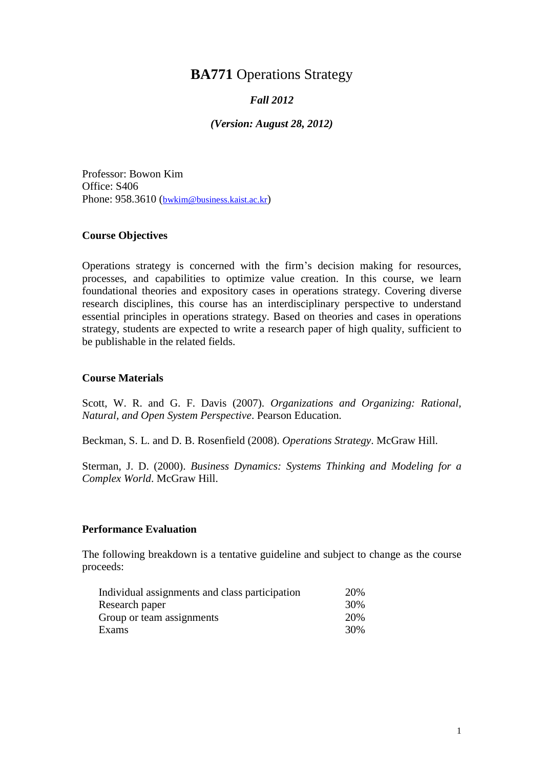# **BA771** Operations Strategy

***Fall 2012***

***(Version: August 28, 2012)***

Professor: Bowon Kim
Office: S406
Phone: 958.3610 (bwkim@business.kaist.ac.kr)

## Course Objectives

Operations strategy is concerned with the firm's decision making for resources, processes, and capabilities to optimize value creation. In this course, we learn foundational theories and expository cases in operations strategy. Covering diverse research disciplines, this course has an interdisciplinary perspective to understand essential principles in operations strategy. Based on theories and cases in operations strategy, students are expected to write a research paper of high quality, sufficient to be publishable in the related fields.

## Course Materials

Scott, W. R. and G. F. Davis (2007). *Organizations and Organizing: Rational, Natural, and Open System Perspective*. Pearson Education.

Beckman, S. L. and D. B. Rosenfield (2008). *Operations Strategy*. McGraw Hill.

Sterman, J. D. (2000). *Business Dynamics: Systems Thinking and Modeling for a Complex World*. McGraw Hill.

## Performance Evaluation

The following breakdown is a tentative guideline and subject to change as the course proceeds:

| | |
|---|---|
| Individual assignments and class participation | 20% |
| Research paper | 30% |
| Group or team assignments | 20% |
| Exams | 30% |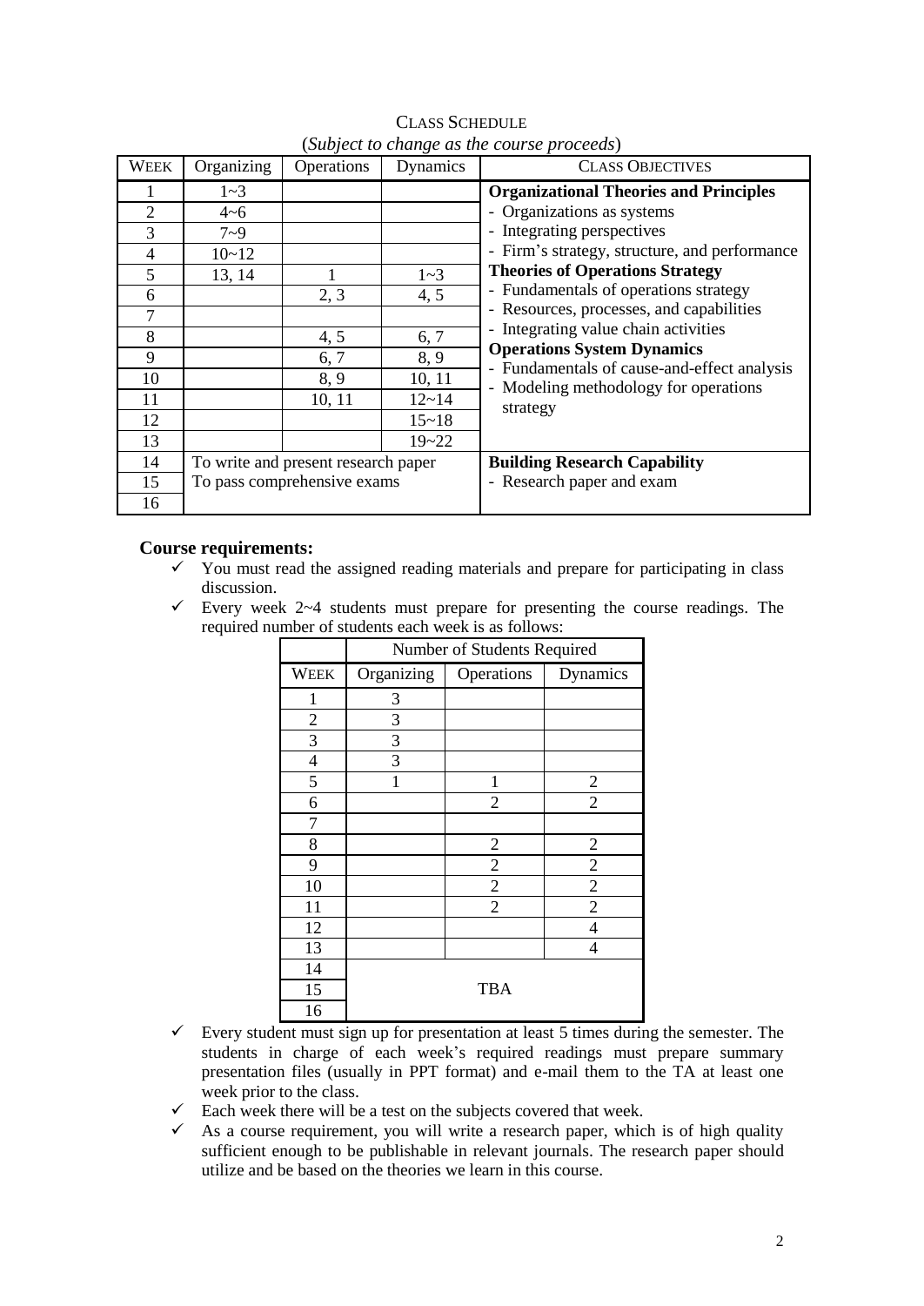## Class Schedule

(*Subject to change as the course proceeds*)

| WEEK | Organizing | Operations | Dynamics | CLASS OBJECTIVES |
|---|---|---|---|---|
| 1 | 1~3 | | | **Organizational Theories and Principles** |
| 2 | 4~6 | | | - Organizations as systems |
| 3 | 7~9 | | | - Integrating perspectives |
| 4 | 10~12 | | | - Firm's strategy, structure, and performance |
| 5 | 13, 14 | 1 | 1~3 | **Theories of Operations Strategy** |
| 6 | | 2, 3 | 4, 5 | - Fundamentals of operations strategy |
| 7 | | | | - Resources, processes, and capabilities |
| 8 | | 4, 5 | 6, 7 | - Integrating value chain activities |
| 9 | | 6, 7 | 8, 9 | **Operations System Dynamics** |
| 10 | | 8, 9 | 10, 11 | - Fundamentals of cause-and-effect analysis |
| 11 | | 10, 11 | 12~14 | - Modeling methodology for operations strategy |
| 12 | | | 15~18 | |
| 13 | | | 19~22 | |
| 14 | To write and present research paper | | | **Building Research Capability** |
| 15 | To pass comprehensive exams | | | - Research paper and exam |
| 16 | | | | |

**Course requirements:**

- ✓ You must read the assigned reading materials and prepare for participating in class discussion.
- ✓ Every week 2~4 students must prepare for presenting the course readings. The required number of students each week is as follows:

| | Number of Students Required | | |
|---|---|---|---|
| WEEK | Organizing | Operations | Dynamics |
| 1 | 3 | | |
| 2 | 3 | | |
| 3 | 3 | | |
| 4 | 3 | | |
| 5 | 1 | 1 | 2 |
| 6 | | 2 | 2 |
| 7 | | | |
| 8 | | 2 | 2 |
| 9 | | 2 | 2 |
| 10 | | 2 | 2 |
| 11 | | 2 | 2 |
| 12 | | | 4 |
| 13 | | | 4 |
| 14 | TBA | | |
| 15 | | | |
| 16 | | | |

- ✓ Every student must sign up for presentation at least 5 times during the semester. The students in charge of each week's required readings must prepare summary presentation files (usually in PPT format) and e-mail them to the TA at least one week prior to the class.
- ✓ Each week there will be a test on the subjects covered that week.
- ✓ As a course requirement, you will write a research paper, which is of high quality sufficient enough to be publishable in relevant journals. The research paper should utilize and be based on the theories we learn in this course.